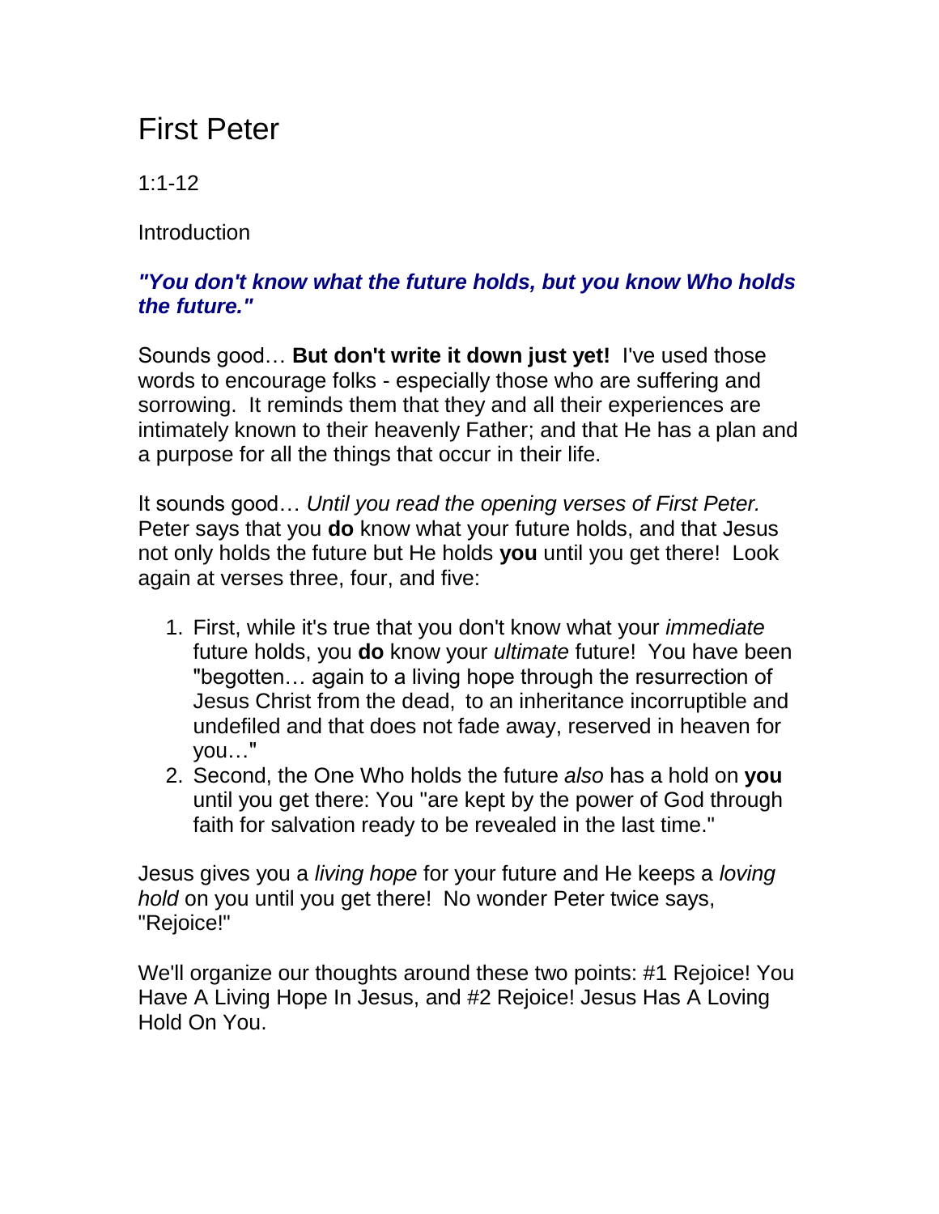# First Peter

1:1-12

Introduction

***"You don't know what the future holds, but you know Who holds the future."***

Sounds good… **But don't write it down just yet!** I've used those words to encourage folks - especially those who are suffering and sorrowing. It reminds them that they and all their experiences are intimately known to their heavenly Father; and that He has a plan and a purpose for all the things that occur in their life.

It sounds good… *Until you read the opening verses of First Peter.* Peter says that you **do** know what your future holds, and that Jesus not only holds the future but He holds **you** until you get there! Look again at verses three, four, and five:

1. First, while it's true that you don't know what your *immediate* future holds, you **do** know your *ultimate* future! You have been "begotten… again to a living hope through the resurrection of Jesus Christ from the dead, to an inheritance incorruptible and undefiled and that does not fade away, reserved in heaven for you…"
2. Second, the One Who holds the future *also* has a hold on **you** until you get there: You "are kept by the power of God through faith for salvation ready to be revealed in the last time."

Jesus gives you a *living hope* for your future and He keeps a *loving hold* on you until you get there! No wonder Peter twice says, "Rejoice!"

We'll organize our thoughts around these two points: #1 Rejoice! You Have A Living Hope In Jesus, and #2 Rejoice! Jesus Has A Loving Hold On You.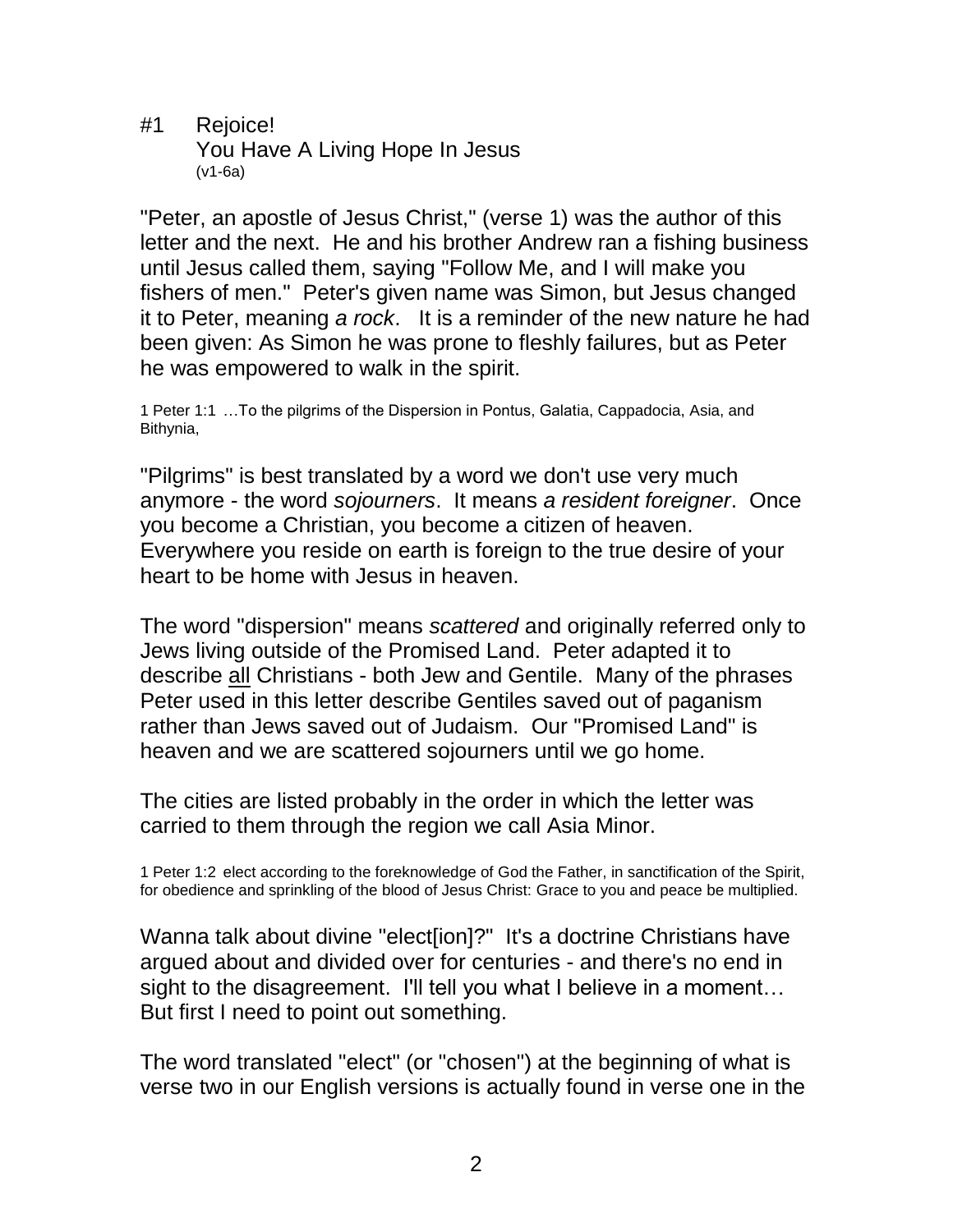#1 Rejoice!
You Have A Living Hope In Jesus
(v1-6a)

"Peter, an apostle of Jesus Christ," (verse 1) was the author of this letter and the next. He and his brother Andrew ran a fishing business until Jesus called them, saying "Follow Me, and I will make you fishers of men." Peter's given name was Simon, but Jesus changed it to Peter, meaning *a rock*. It is a reminder of the new nature he had been given: As Simon he was prone to fleshly failures, but as Peter he was empowered to walk in the spirit.

1 Peter 1:1 …To the pilgrims of the Dispersion in Pontus, Galatia, Cappadocia, Asia, and Bithynia,

"Pilgrims" is best translated by a word we don't use very much anymore - the word *sojourners*. It means *a resident foreigner*. Once you become a Christian, you become a citizen of heaven. Everywhere you reside on earth is foreign to the true desire of your heart to be home with Jesus in heaven.

The word "dispersion" means *scattered* and originally referred only to Jews living outside of the Promised Land. Peter adapted it to describe <u>all</u> Christians - both Jew and Gentile. Many of the phrases Peter used in this letter describe Gentiles saved out of paganism rather than Jews saved out of Judaism. Our "Promised Land" is heaven and we are scattered sojourners until we go home.

The cities are listed probably in the order in which the letter was carried to them through the region we call Asia Minor.

1 Peter 1:2 elect according to the foreknowledge of God the Father, in sanctification of the Spirit, for obedience and sprinkling of the blood of Jesus Christ: Grace to you and peace be multiplied.

Wanna talk about divine "elect[ion]?" It's a doctrine Christians have argued about and divided over for centuries - and there's no end in sight to the disagreement. I'll tell you what I believe in a moment… But first I need to point out something.

The word translated "elect" (or "chosen") at the beginning of what is verse two in our English versions is actually found in verse one in the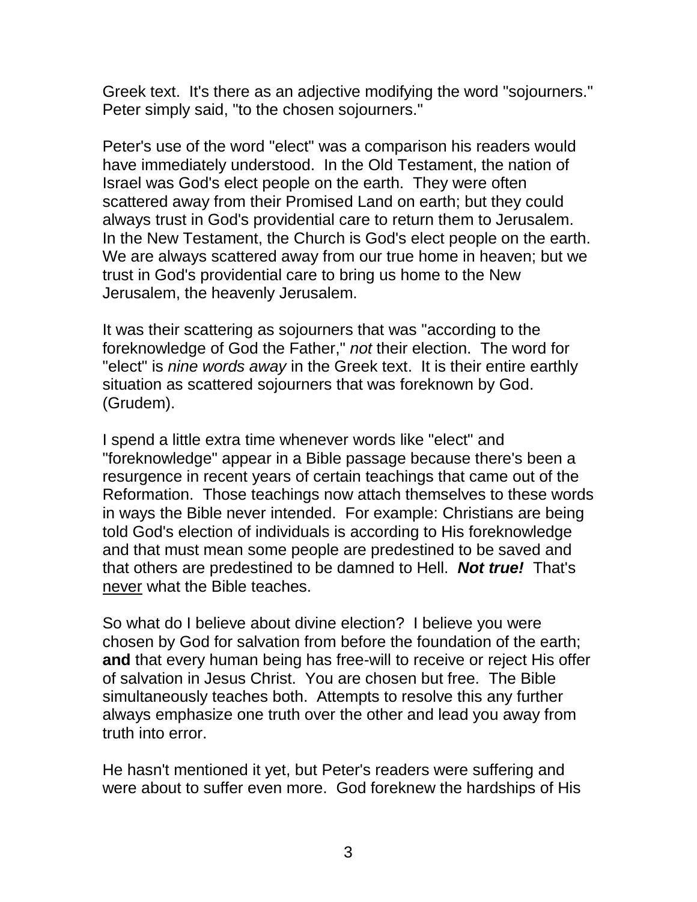Greek text. It's there as an adjective modifying the word "sojourners." Peter simply said, "to the chosen sojourners."

Peter's use of the word "elect" was a comparison his readers would have immediately understood. In the Old Testament, the nation of Israel was God's elect people on the earth. They were often scattered away from their Promised Land on earth; but they could always trust in God's providential care to return them to Jerusalem. In the New Testament, the Church is God's elect people on the earth. We are always scattered away from our true home in heaven; but we trust in God's providential care to bring us home to the New Jerusalem, the heavenly Jerusalem.

It was their scattering as sojourners that was "according to the foreknowledge of God the Father," *not* their election. The word for "elect" is *nine words away* in the Greek text. It is their entire earthly situation as scattered sojourners that was foreknown by God. (Grudem).

I spend a little extra time whenever words like "elect" and "foreknowledge" appear in a Bible passage because there's been a resurgence in recent years of certain teachings that came out of the Reformation. Those teachings now attach themselves to these words in ways the Bible never intended. For example: Christians are being told God's election of individuals is according to His foreknowledge and that must mean some people are predestined to be saved and that others are predestined to be damned to Hell. ***Not true!*** That's <u>never</u> what the Bible teaches.

So what do I believe about divine election? I believe you were chosen by God for salvation from before the foundation of the earth; **and** that every human being has free-will to receive or reject His offer of salvation in Jesus Christ. You are chosen but free. The Bible simultaneously teaches both. Attempts to resolve this any further always emphasize one truth over the other and lead you away from truth into error.

He hasn't mentioned it yet, but Peter's readers were suffering and were about to suffer even more. God foreknew the hardships of His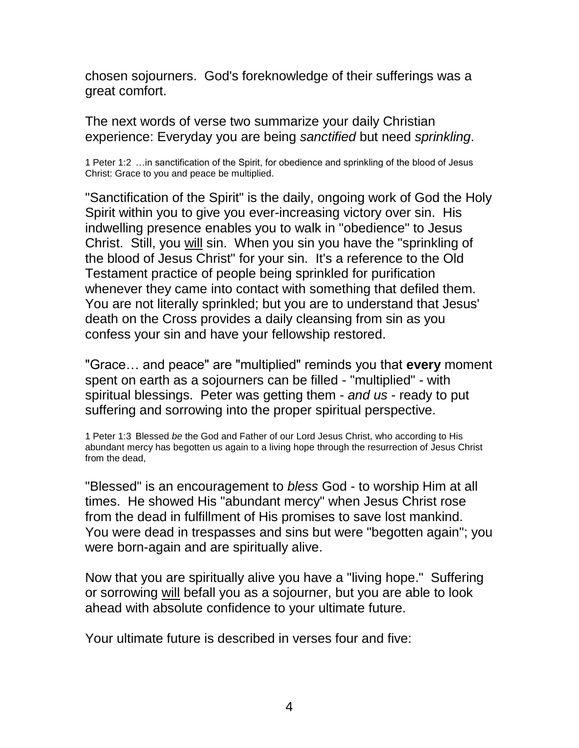chosen sojourners. God's foreknowledge of their sufferings was a great comfort.

The next words of verse two summarize your daily Christian experience: Everyday you are being *sanctified* but need *sprinkling*.

1 Peter 1:2 …in sanctification of the Spirit, for obedience and sprinkling of the blood of Jesus Christ: Grace to you and peace be multiplied.

"Sanctification of the Spirit" is the daily, ongoing work of God the Holy Spirit within you to give you ever-increasing victory over sin. His indwelling presence enables you to walk in "obedience" to Jesus Christ. Still, you <u>will</u> sin. When you sin you have the "sprinkling of the blood of Jesus Christ" for your sin. It's a reference to the Old Testament practice of people being sprinkled for purification whenever they came into contact with something that defiled them. You are not literally sprinkled; but you are to understand that Jesus' death on the Cross provides a daily cleansing from sin as you confess your sin and have your fellowship restored.

"Grace… and peace" are "multiplied" reminds you that **every** moment spent on earth as a sojourners can be filled - "multiplied" - with spiritual blessings. Peter was getting them - *and us* - ready to put suffering and sorrowing into the proper spiritual perspective.

1 Peter 1:3 Blessed *be* the God and Father of our Lord Jesus Christ, who according to His abundant mercy has begotten us again to a living hope through the resurrection of Jesus Christ from the dead,

"Blessed" is an encouragement to *bless* God - to worship Him at all times. He showed His "abundant mercy" when Jesus Christ rose from the dead in fulfillment of His promises to save lost mankind. You were dead in trespasses and sins but were "begotten again"; you were born-again and are spiritually alive.

Now that you are spiritually alive you have a "living hope." Suffering or sorrowing <u>will</u> befall you as a sojourner, but you are able to look ahead with absolute confidence to your ultimate future.

Your ultimate future is described in verses four and five: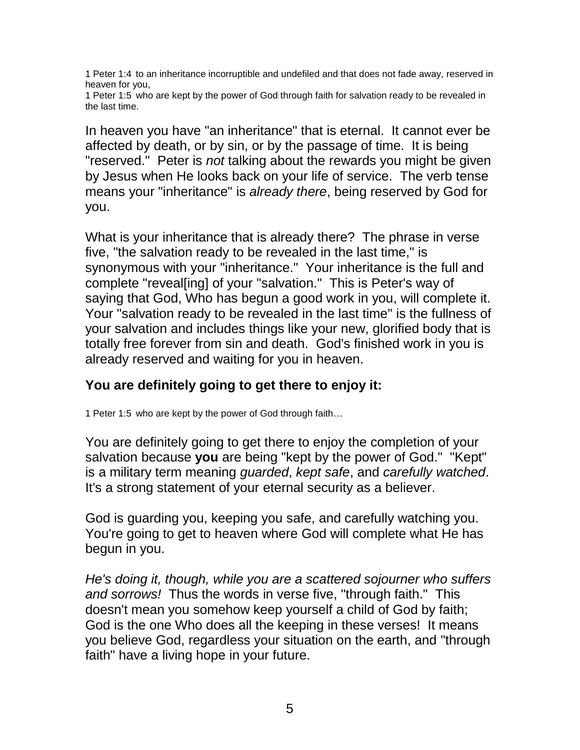1 Peter 1:4 to an inheritance incorruptible and undefiled and that does not fade away, reserved in heaven for you,
1 Peter 1:5 who are kept by the power of God through faith for salvation ready to be revealed in the last time.

In heaven you have "an inheritance" that is eternal. It cannot ever be affected by death, or by sin, or by the passage of time. It is being "reserved." Peter is *not* talking about the rewards you might be given by Jesus when He looks back on your life of service. The verb tense means your "inheritance" is *already there*, being reserved by God for you.

What is your inheritance that is already there? The phrase in verse five, "the salvation ready to be revealed in the last time," is synonymous with your "inheritance." Your inheritance is the full and complete "reveal[ing] of your "salvation." This is Peter's way of saying that God, Who has begun a good work in you, will complete it. Your "salvation ready to be revealed in the last time" is the fullness of your salvation and includes things like your new, glorified body that is totally free forever from sin and death. God's finished work in you is already reserved and waiting for you in heaven.

### You are definitely going to get there to enjoy it:

1 Peter 1:5 who are kept by the power of God through faith…

You are definitely going to get there to enjoy the completion of your salvation because **you** are being "kept by the power of God." "Kept" is a military term meaning *guarded*, *kept safe*, and *carefully watched*. It's a strong statement of your eternal security as a believer.

God is guarding you, keeping you safe, and carefully watching you. You're going to get to heaven where God will complete what He has begun in you.

*He's doing it, though, while you are a scattered sojourner who suffers and sorrows!* Thus the words in verse five, "through faith." This doesn't mean you somehow keep yourself a child of God by faith; God is the one Who does all the keeping in these verses! It means you believe God, regardless your situation on the earth, and "through faith" have a living hope in your future.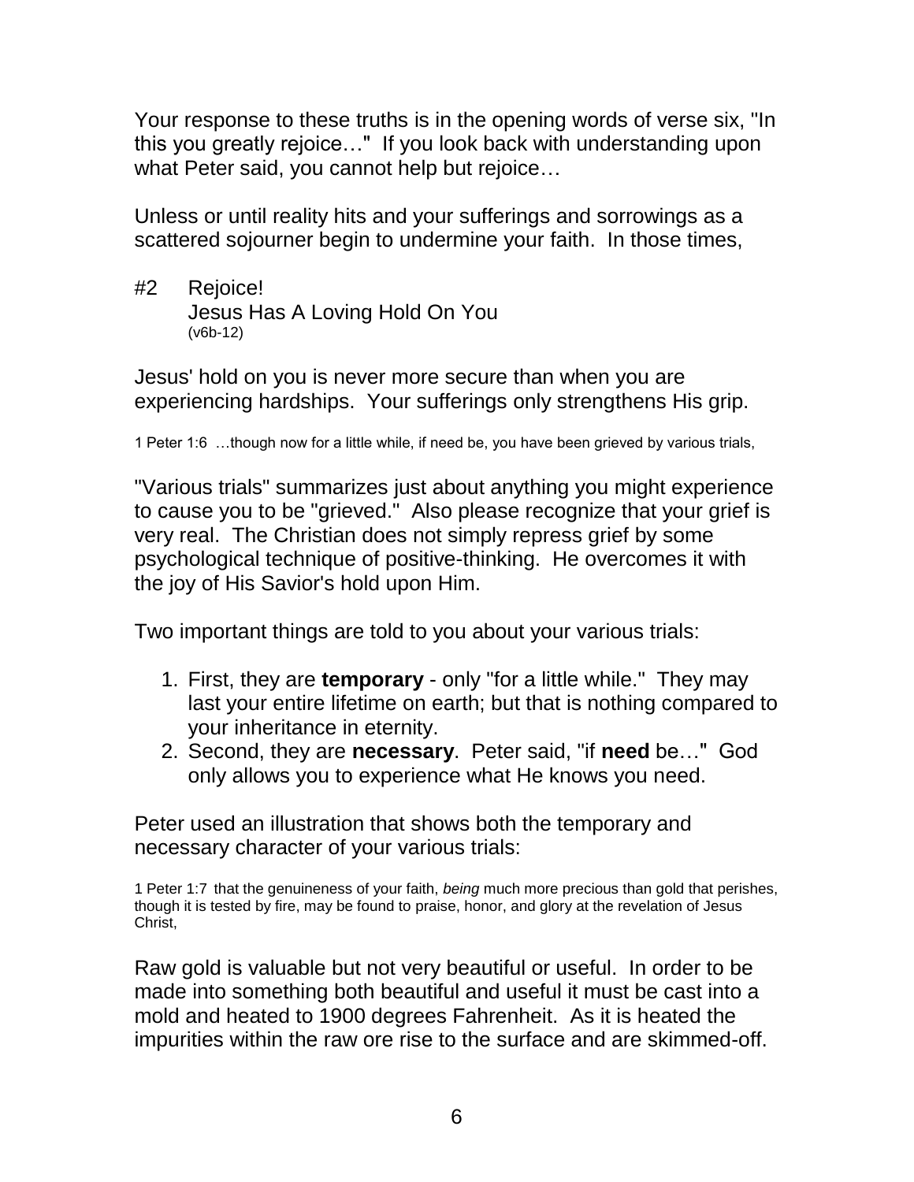Your response to these truths is in the opening words of verse six, "In this you greatly rejoice…" If you look back with understanding upon what Peter said, you cannot help but rejoice…

Unless or until reality hits and your sufferings and sorrowings as a scattered sojourner begin to undermine your faith. In those times,

#2 Rejoice!
Jesus Has A Loving Hold On You
(v6b-12)

Jesus' hold on you is never more secure than when you are experiencing hardships. Your sufferings only strengthens His grip.

1 Peter 1:6 …though now for a little while, if need be, you have been grieved by various trials,

"Various trials" summarizes just about anything you might experience to cause you to be "grieved." Also please recognize that your grief is very real. The Christian does not simply repress grief by some psychological technique of positive-thinking. He overcomes it with the joy of His Savior's hold upon Him.

Two important things are told to you about your various trials:

1. First, they are **temporary** - only "for a little while." They may last your entire lifetime on earth; but that is nothing compared to your inheritance in eternity.
2. Second, they are **necessary**. Peter said, "if **need** be…" God only allows you to experience what He knows you need.

Peter used an illustration that shows both the temporary and necessary character of your various trials:

1 Peter 1:7 that the genuineness of your faith, *being* much more precious than gold that perishes, though it is tested by fire, may be found to praise, honor, and glory at the revelation of Jesus Christ,

Raw gold is valuable but not very beautiful or useful. In order to be made into something both beautiful and useful it must be cast into a mold and heated to 1900 degrees Fahrenheit. As it is heated the impurities within the raw ore rise to the surface and are skimmed-off.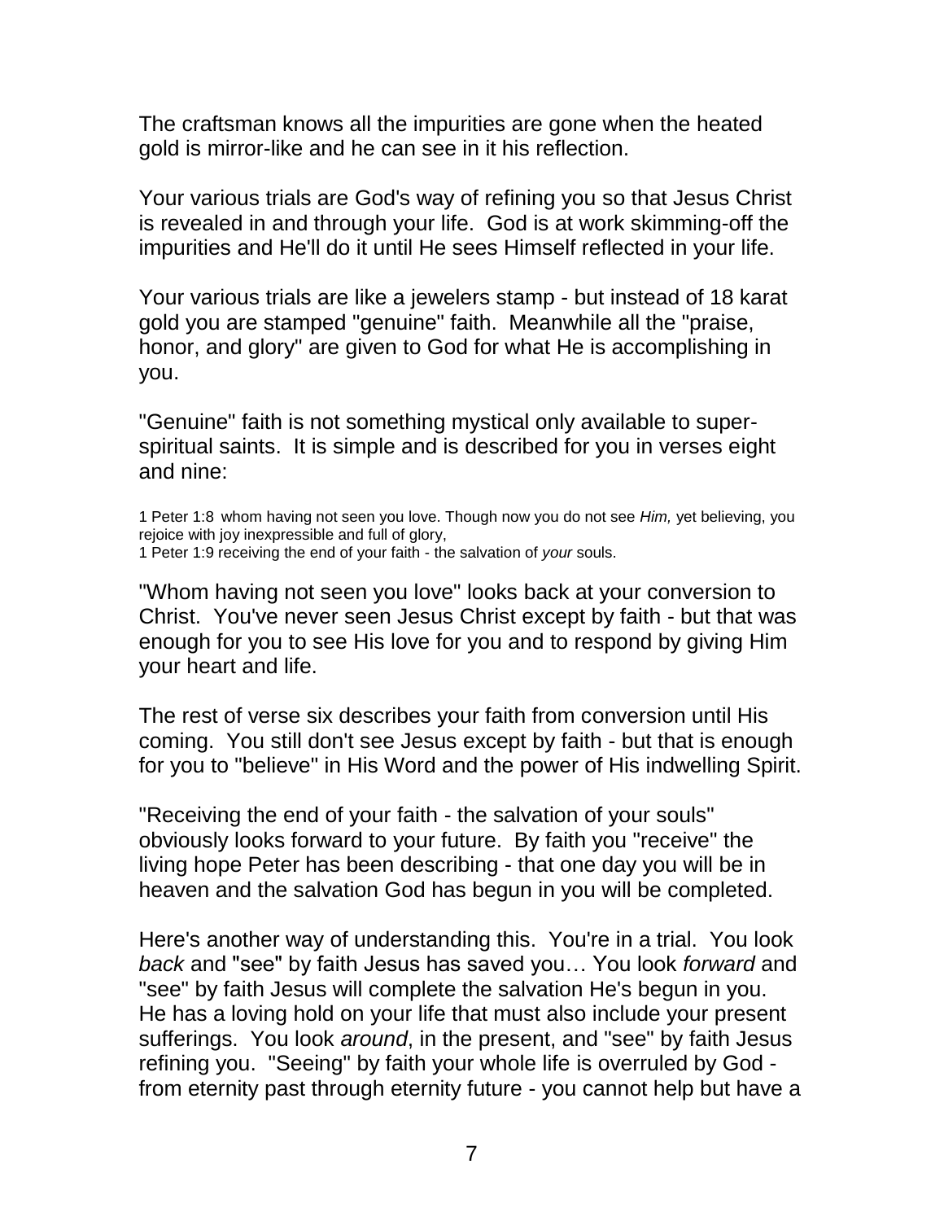The craftsman knows all the impurities are gone when the heated gold is mirror-like and he can see in it his reflection.

Your various trials are God's way of refining you so that Jesus Christ is revealed in and through your life. God is at work skimming-off the impurities and He'll do it until He sees Himself reflected in your life.

Your various trials are like a jewelers stamp - but instead of 18 karat gold you are stamped "genuine" faith. Meanwhile all the "praise, honor, and glory" are given to God for what He is accomplishing in you.

"Genuine" faith is not something mystical only available to super-spiritual saints. It is simple and is described for you in verses eight and nine:

1 Peter 1:8 whom having not seen you love. Though now you do not see *Him,* yet believing, you rejoice with joy inexpressible and full of glory,
1 Peter 1:9 receiving the end of your faith - the salvation of *your* souls.

"Whom having not seen you love" looks back at your conversion to Christ. You've never seen Jesus Christ except by faith - but that was enough for you to see His love for you and to respond by giving Him your heart and life.

The rest of verse six describes your faith from conversion until His coming. You still don't see Jesus except by faith - but that is enough for you to "believe" in His Word and the power of His indwelling Spirit.

"Receiving the end of your faith - the salvation of your souls" obviously looks forward to your future. By faith you "receive" the living hope Peter has been describing - that one day you will be in heaven and the salvation God has begun in you will be completed.

Here's another way of understanding this. You're in a trial. You look *back* and "see" by faith Jesus has saved you… You look *forward* and "see" by faith Jesus will complete the salvation He's begun in you. He has a loving hold on your life that must also include your present sufferings. You look *around*, in the present, and "see" by faith Jesus refining you. "Seeing" by faith your whole life is overruled by God - from eternity past through eternity future - you cannot help but have a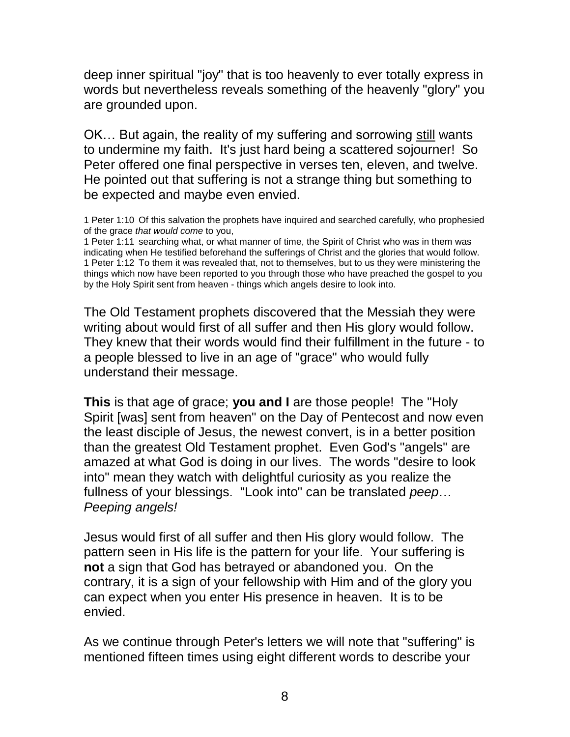deep inner spiritual "joy" that is too heavenly to ever totally express in words but nevertheless reveals something of the heavenly "glory" you are grounded upon.

OK… But again, the reality of my suffering and sorrowing <u>still</u> wants to undermine my faith. It's just hard being a scattered sojourner! So Peter offered one final perspective in verses ten, eleven, and twelve. He pointed out that suffering is not a strange thing but something to be expected and maybe even envied.

1 Peter 1:10 Of this salvation the prophets have inquired and searched carefully, who prophesied of the grace *that would come* to you,
1 Peter 1:11 searching what, or what manner of time, the Spirit of Christ who was in them was indicating when He testified beforehand the sufferings of Christ and the glories that would follow.
1 Peter 1:12 To them it was revealed that, not to themselves, but to us they were ministering the things which now have been reported to you through those who have preached the gospel to you by the Holy Spirit sent from heaven - things which angels desire to look into.

The Old Testament prophets discovered that the Messiah they were writing about would first of all suffer and then His glory would follow. They knew that their words would find their fulfillment in the future - to a people blessed to live in an age of "grace" who would fully understand their message.

**This** is that age of grace; **you and I** are those people! The "Holy Spirit [was] sent from heaven" on the Day of Pentecost and now even the least disciple of Jesus, the newest convert, is in a better position than the greatest Old Testament prophet. Even God's "angels" are amazed at what God is doing in our lives. The words "desire to look into" mean they watch with delightful curiosity as you realize the fullness of your blessings. "Look into" can be translated *peep*… *Peeping angels!*

Jesus would first of all suffer and then His glory would follow. The pattern seen in His life is the pattern for your life. Your suffering is **not** a sign that God has betrayed or abandoned you. On the contrary, it is a sign of your fellowship with Him and of the glory you can expect when you enter His presence in heaven. It is to be envied.

As we continue through Peter's letters we will note that "suffering" is mentioned fifteen times using eight different words to describe your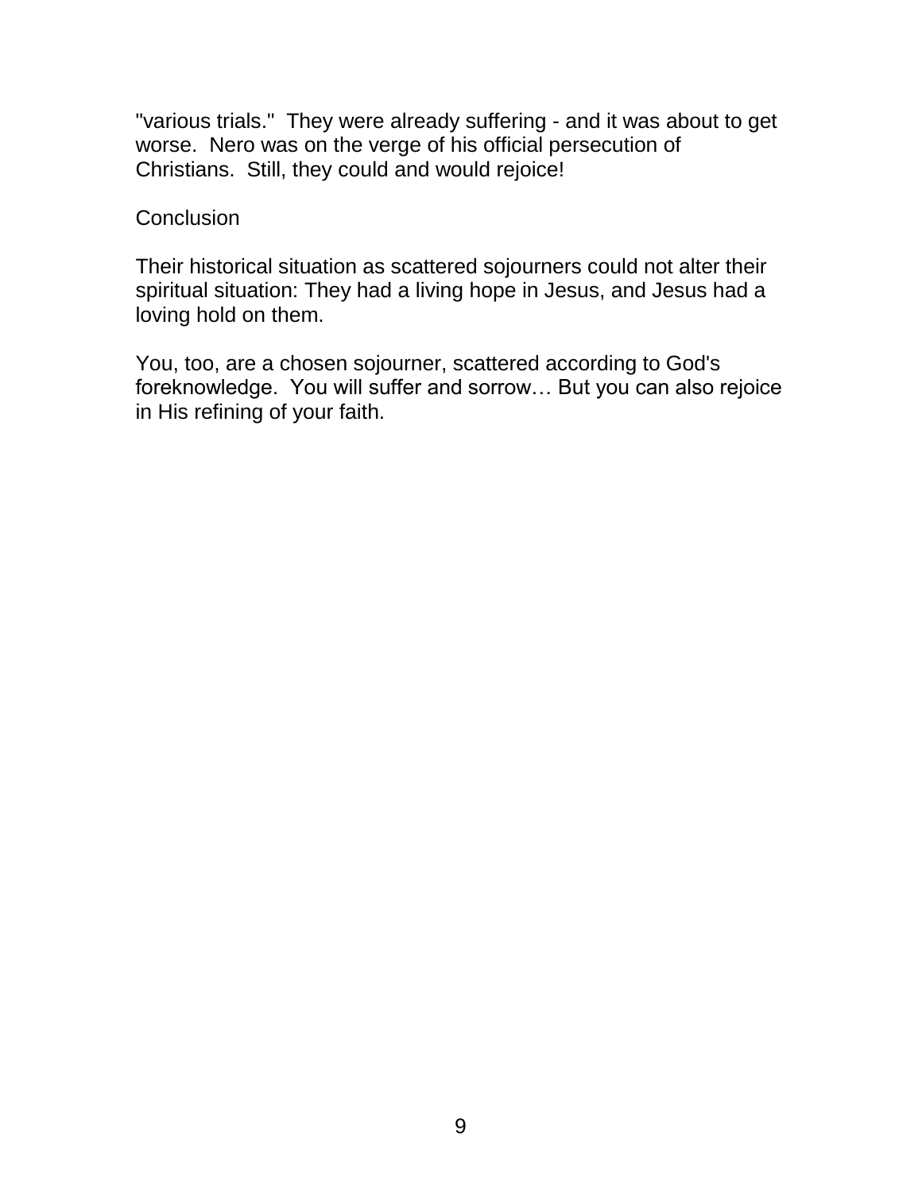"various trials." They were already suffering - and it was about to get worse. Nero was on the verge of his official persecution of Christians. Still, they could and would rejoice!

## Conclusion

Their historical situation as scattered sojourners could not alter their spiritual situation: They had a living hope in Jesus, and Jesus had a loving hold on them.

You, too, are a chosen sojourner, scattered according to God's foreknowledge. You will suffer and sorrow… But you can also rejoice in His refining of your faith.